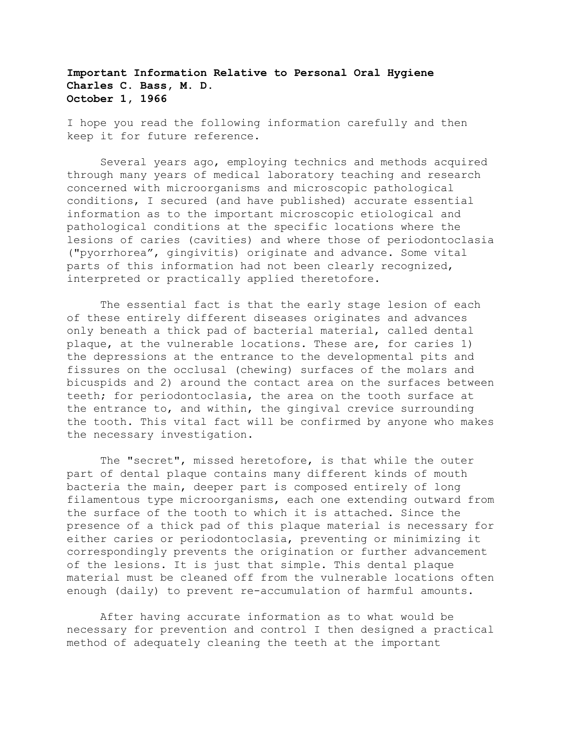**Important Information Relative to Personal Oral Hygiene**
**Charles C. Bass, M. D.**
**October 1, 1966**

I hope you read the following information carefully and then keep it for future reference.

Several years ago, employing technics and methods acquired through many years of medical laboratory teaching and research concerned with microorganisms and microscopic pathological conditions, I secured (and have published) accurate essential information as to the important microscopic etiological and pathological conditions at the specific locations where the lesions of caries (cavities) and where those of periodontoclasia ("pyorrhorea", gingivitis) originate and advance. Some vital parts of this information had not been clearly recognized, interpreted or practically applied theretofore.

The essential fact is that the early stage lesion of each of these entirely different diseases originates and advances only beneath a thick pad of bacterial material, called dental plaque, at the vulnerable locations. These are, for caries 1) the depressions at the entrance to the developmental pits and fissures on the occlusal (chewing) surfaces of the molars and bicuspids and 2) around the contact area on the surfaces between teeth; for periodontoclasia, the area on the tooth surface at the entrance to, and within, the gingival crevice surrounding the tooth. This vital fact will be confirmed by anyone who makes the necessary investigation.

The "secret", missed heretofore, is that while the outer part of dental plaque contains many different kinds of mouth bacteria the main, deeper part is composed entirely of long filamentous type microorganisms, each one extending outward from the surface of the tooth to which it is attached. Since the presence of a thick pad of this plaque material is necessary for either caries or periodontoclasia, preventing or minimizing it correspondingly prevents the origination or further advancement of the lesions. It is just that simple. This dental plaque material must be cleaned off from the vulnerable locations often enough (daily) to prevent re-accumulation of harmful amounts.

After having accurate information as to what would be necessary for prevention and control I then designed a practical method of adequately cleaning the teeth at the important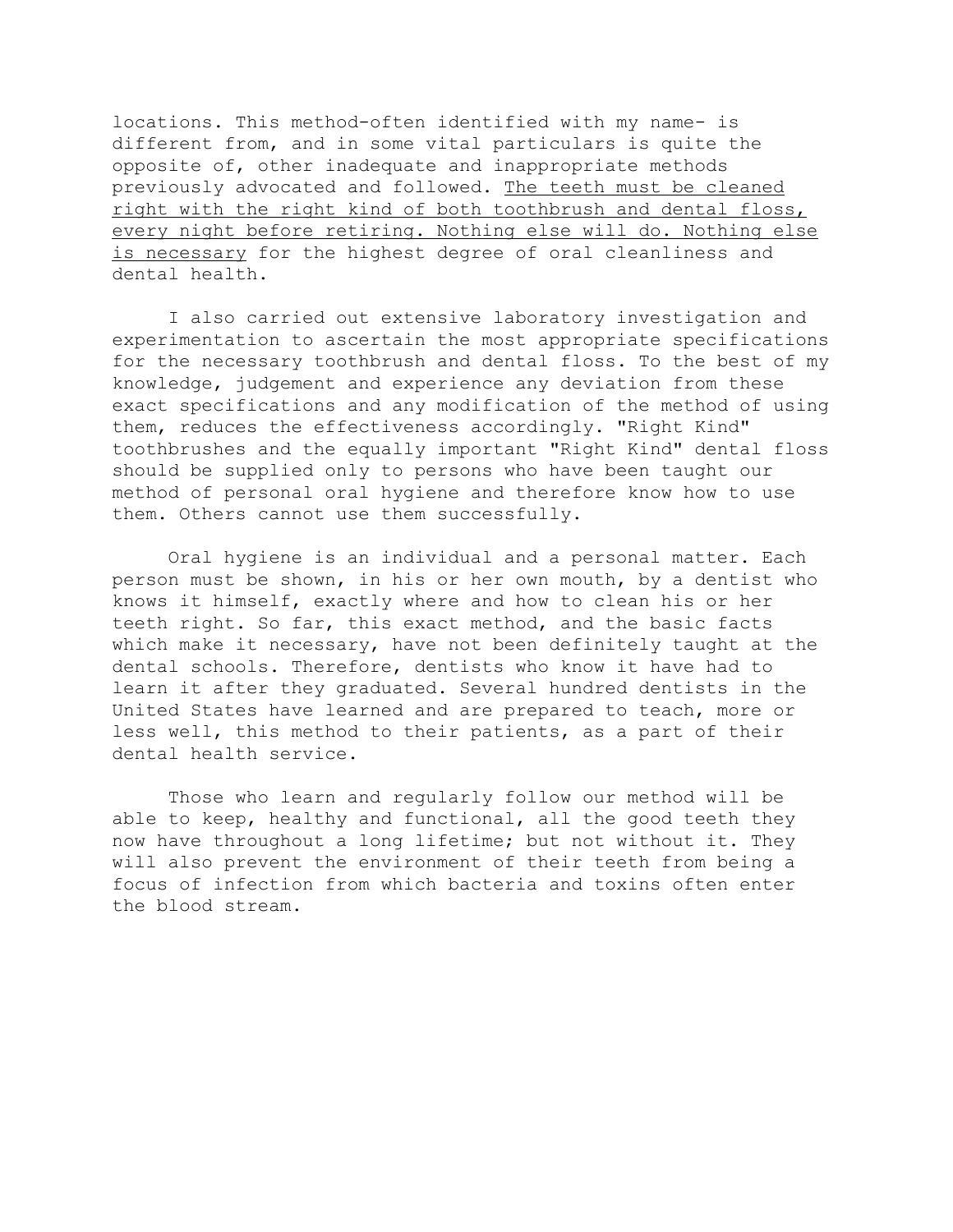locations. This method-often identified with my name- is different from, and in some vital particulars is quite the opposite of, other inadequate and inappropriate methods previously advocated and followed. <u>The teeth must be cleaned right with the right kind of both toothbrush and dental floss, every night before retiring. Nothing else will do. Nothing else is necessary</u> for the highest degree of oral cleanliness and dental health.

I also carried out extensive laboratory investigation and experimentation to ascertain the most appropriate specifications for the necessary toothbrush and dental floss. To the best of my knowledge, judgement and experience any deviation from these exact specifications and any modification of the method of using them, reduces the effectiveness accordingly. "Right Kind" toothbrushes and the equally important "Right Kind" dental floss should be supplied only to persons who have been taught our method of personal oral hygiene and therefore know how to use them. Others cannot use them successfully.

Oral hygiene is an individual and a personal matter. Each person must be shown, in his or her own mouth, by a dentist who knows it himself, exactly where and how to clean his or her teeth right. So far, this exact method, and the basic facts which make it necessary, have not been definitely taught at the dental schools. Therefore, dentists who know it have had to learn it after they graduated. Several hundred dentists in the United States have learned and are prepared to teach, more or less well, this method to their patients, as a part of their dental health service.

Those who learn and regularly follow our method will be able to keep, healthy and functional, all the good teeth they now have throughout a long lifetime; but not without it. They will also prevent the environment of their teeth from being a focus of infection from which bacteria and toxins often enter the blood stream.